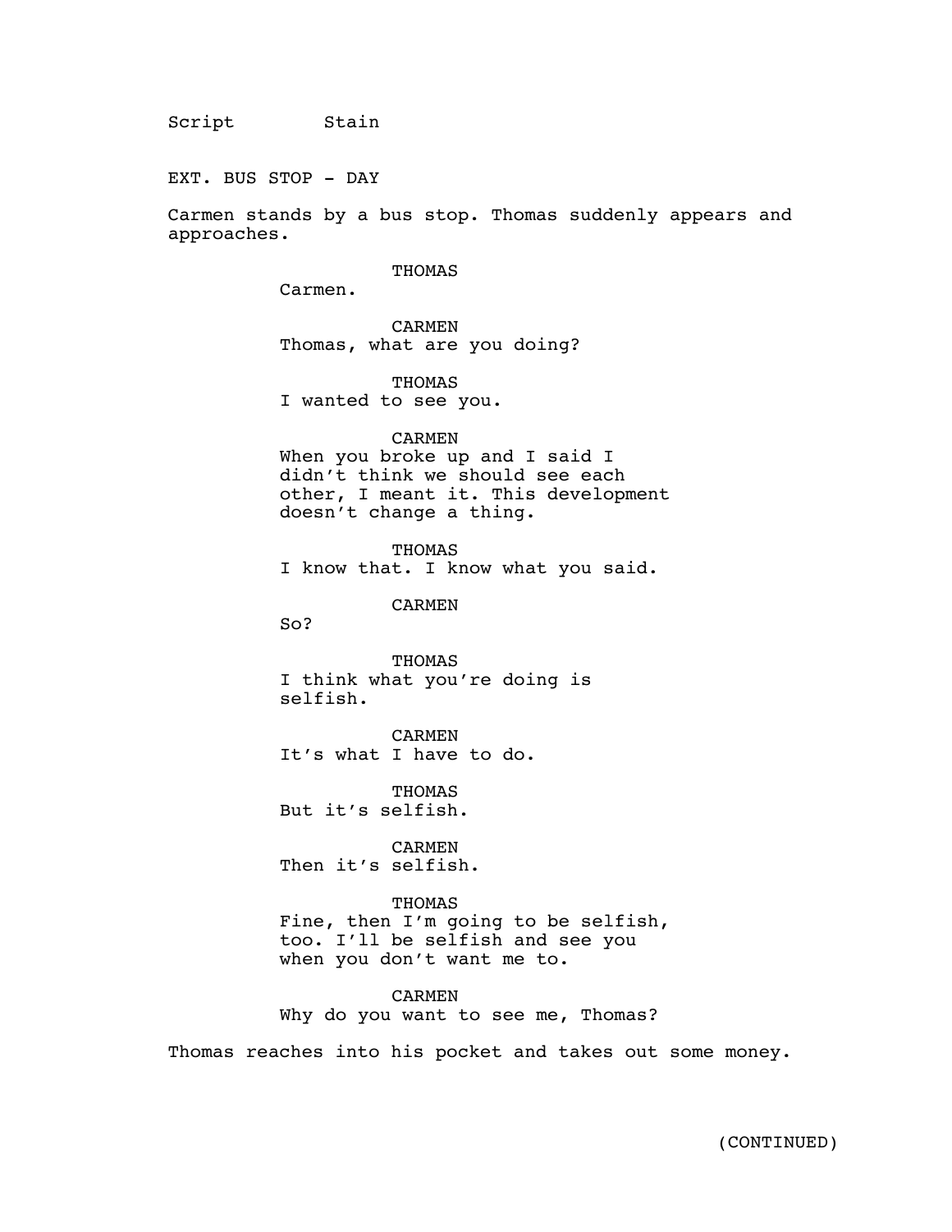Script Stain

EXT. BUS STOP - DAY

Carmen stands by a bus stop. Thomas suddenly appears and approaches.

THOMAS
Carmen.

CARMEN
Thomas, what are you doing?

THOMAS
I wanted to see you.

CARMEN
When you broke up and I said I didn't think we should see each other, I meant it. This development doesn't change a thing.

THOMAS
I know that. I know what you said.

CARMEN
So?

THOMAS
I think what you're doing is selfish.

CARMEN
It's what I have to do.

THOMAS
But it's selfish.

CARMEN
Then it's selfish.

THOMAS
Fine, then I'm going to be selfish, too. I'll be selfish and see you when you don't want me to.

CARMEN
Why do you want to see me, Thomas?

Thomas reaches into his pocket and takes out some money.

(CONTINUED)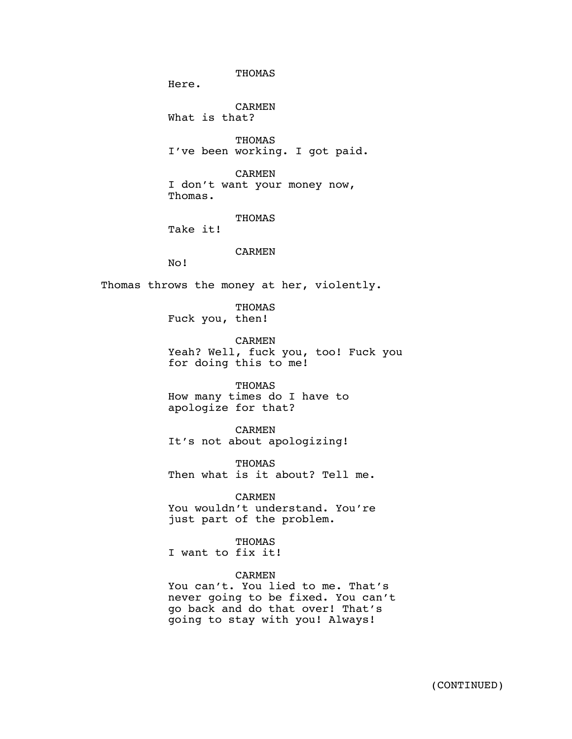THOMAS
Here.

CARMEN
What is that?

THOMAS
I've been working. I got paid.

CARMEN
I don't want your money now, Thomas.

THOMAS
Take it!

CARMEN
No!

Thomas throws the money at her, violently.

THOMAS
Fuck you, then!

CARMEN
Yeah? Well, fuck you, too! Fuck you for doing this to me!

THOMAS
How many times do I have to apologize for that?

CARMEN
It's not about apologizing!

THOMAS
Then what is it about? Tell me.

CARMEN
You wouldn't understand. You're just part of the problem.

THOMAS
I want to fix it!

CARMEN
You can't. You lied to me. That's never going to be fixed. You can't go back and do that over! That's going to stay with you! Always!

(CONTINUED)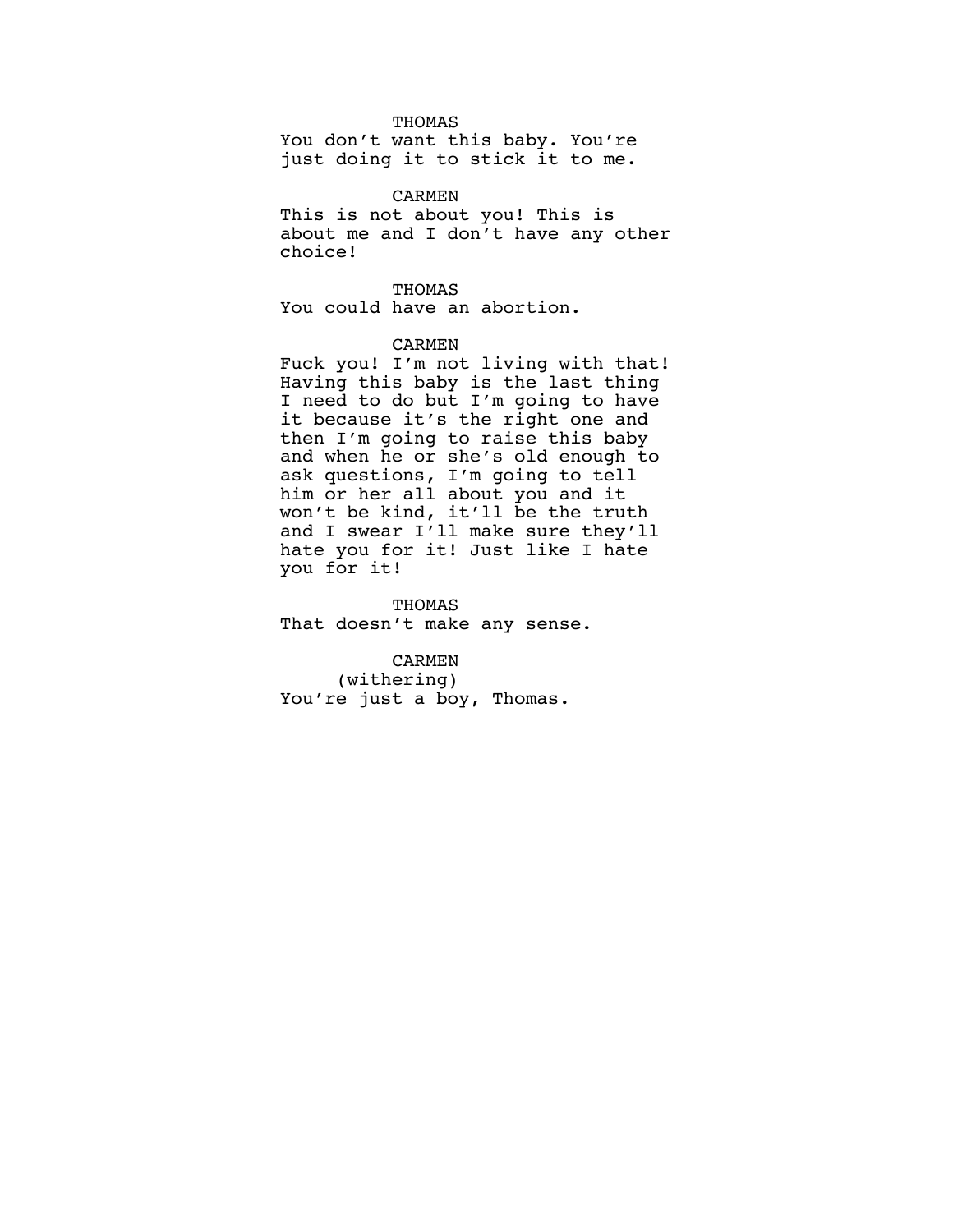THOMAS

You don't want this baby. You're just doing it to stick it to me.

CARMEN

This is not about you! This is about me and I don't have any other choice!

THOMAS

You could have an abortion.

CARMEN

Fuck you! I'm not living with that! Having this baby is the last thing I need to do but I'm going to have it because it's the right one and then I'm going to raise this baby and when he or she's old enough to ask questions, I'm going to tell him or her all about you and it won't be kind, it'll be the truth and I swear I'll make sure they'll hate you for it! Just like I hate you for it!

THOMAS

That doesn't make any sense.

CARMEN

(withering)

You're just a boy, Thomas.